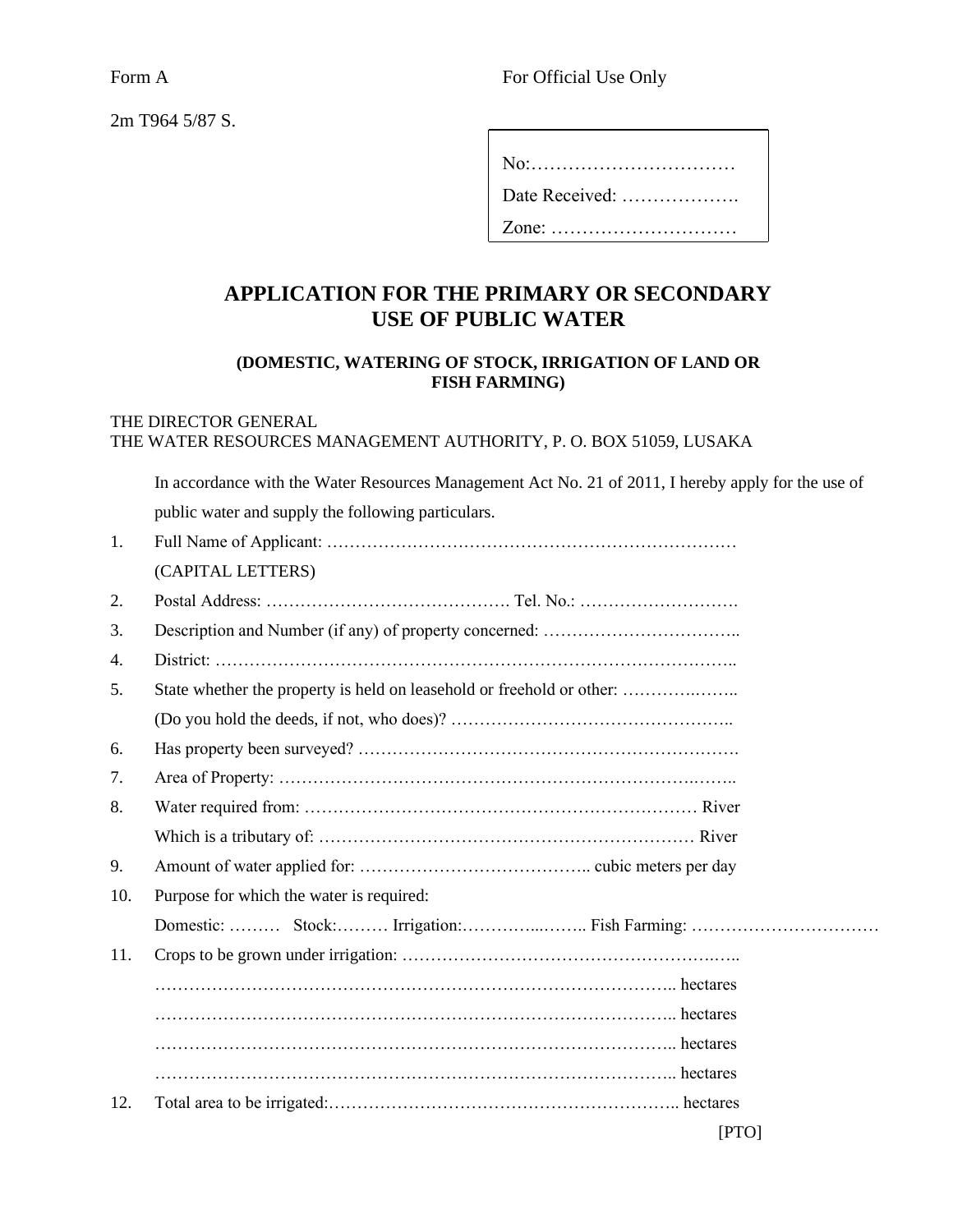Form A

2m T964 5/87 S.

For Official Use Only

No:……………………………

Date Received: ……………….

Zone: …………………………

# APPLICATION FOR THE PRIMARY OR SECONDARY USE OF PUBLIC WATER

### (DOMESTIC, WATERING OF STOCK, IRRIGATION OF LAND OR FISH FARMING)

THE DIRECTOR GENERAL
THE WATER RESOURCES MANAGEMENT AUTHORITY, P. O. BOX 51059, LUSAKA

In accordance with the Water Resources Management Act No. 21 of 2011, I hereby apply for the use of public water and supply the following particulars.

1. Full Name of Applicant: ……………………………………………………………….
   (CAPITAL LETTERS)
2. Postal Address: ……………………………………. Tel. No.: ……………………….
3. Description and Number (if any) of property concerned: ……………………………..
4. District: ………………………………………………………………………………..
5. State whether the property is held on leasehold or freehold or other: ………….……..
   (Do you hold the deeds, if not, who does)? …………………………………………..
6. Has property been surveyed? ……………………………………………………….
7. Area of Property: ………………………………………………………….……..
8. Water required from: …………………………………………………………… River
   Which is a tributary of: ………………………………………………………… River
9. Amount of water applied for: ………………………………….. cubic meters per day
10. Purpose for which the water is required:
    Domestic: ……… Stock:……… Irrigation:…………...…….. Fish Farming: ……………………………
11. Crops to be grown under irrigation: …………………………………………….…..
    …………………………………………………………………………….. hectares
    …………………………………………………………………………….. hectares
    …………………………………………………………………………….. hectares
    …………………………………………………………………………….. hectares
12. Total area to be irrigated:…………………………………………………….. hectares

[PTO]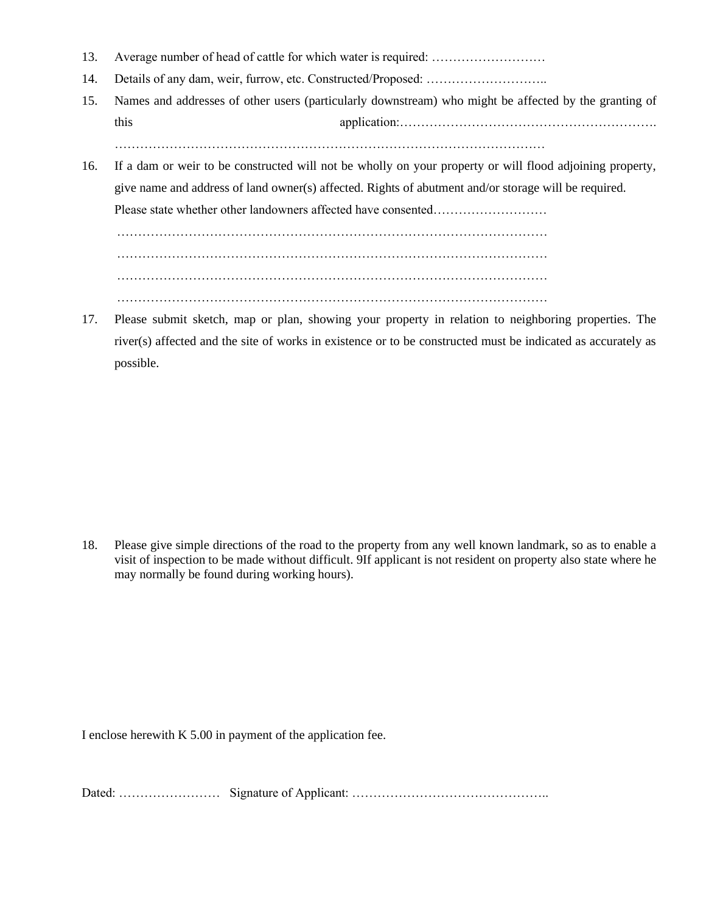13. Average number of head of cattle for which water is required: ………………………
14. Details of any dam, weir, furrow, etc. Constructed/Proposed: ………………………..
15. Names and addresses of other users (particularly downstream) who might be affected by the granting of this application:…………………………………………………….
   ………………………………………………………………………………………
16. If a dam or weir to be constructed will not be wholly on your property or will flood adjoining property, give name and address of land owner(s) affected. Rights of abutment and/or storage will be required.
   Please state whether other landowners affected have consented………………………
   ………………………………………………………………………………………
   ………………………………………………………………………………………
   ………………………………………………………………………………………
   ………………………………………………………………………………………
17. Please submit sketch, map or plan, showing your property in relation to neighboring properties. The river(s) affected and the site of works in existence or to be constructed must be indicated as accurately as possible.

18. Please give simple directions of the road to the property from any well known landmark, so as to enable a visit of inspection to be made without difficult. 9If applicant is not resident on property also state where he may normally be found during working hours).

I enclose herewith K 5.00 in payment of the application fee.

Dated: …………………… Signature of Applicant: ………………………………………..